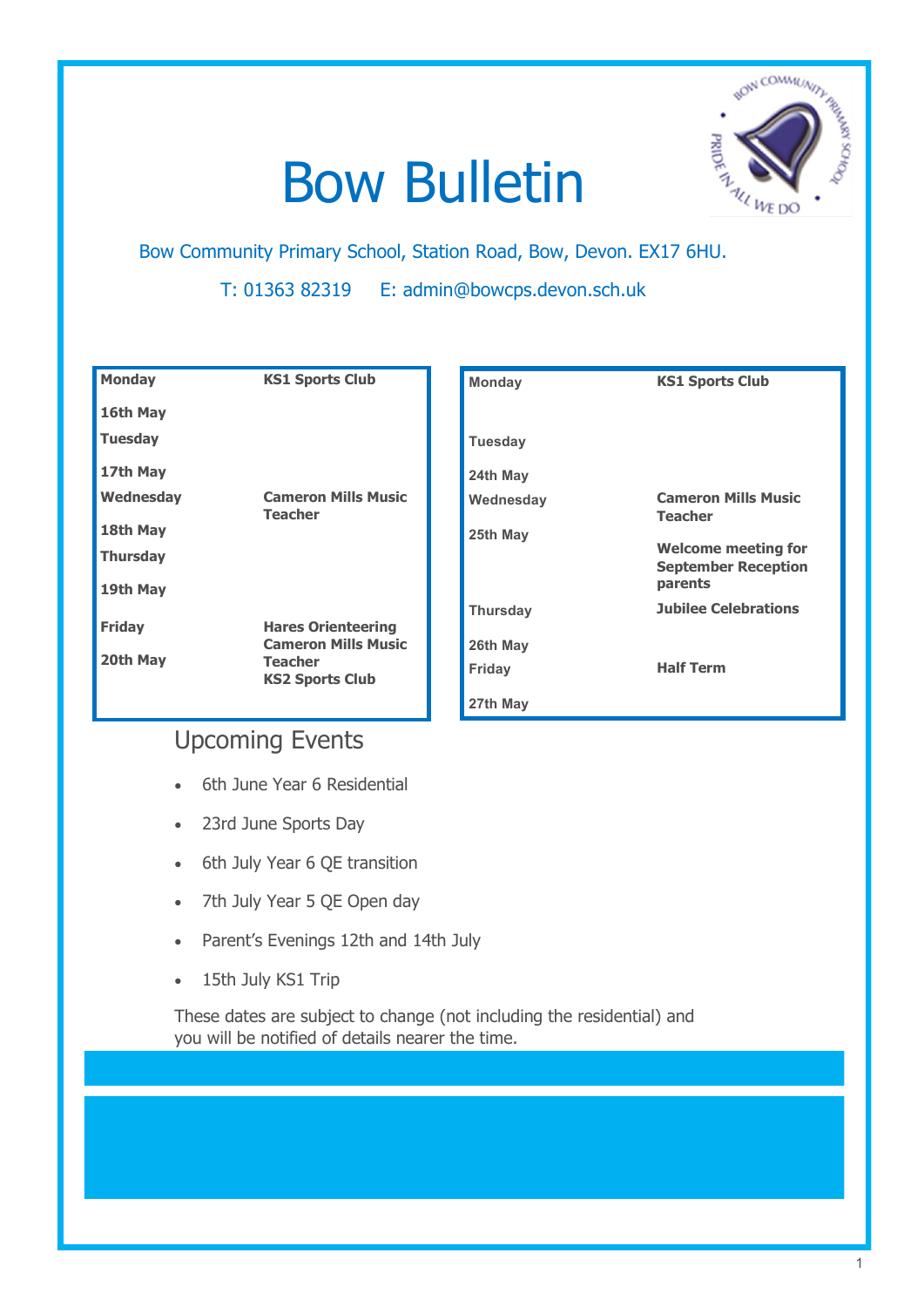# Bow Bulletin

Bow Community Primary School, Station Road, Bow, Devon. EX17 6HU.

T: 01363 82319  E: admin@bowcps.devon.sch.uk

| Day | Event |
| --- | --- |
| **Monday 16th May** | **KS1 Sports Club** |
| **Tuesday 17th May** | |
| **Wednesday 18th May** | **Cameron Mills Music Teacher** |
| **Thursday 19th May** | |
| **Friday 20th May** | **Hares Orienteering**<br>**Cameron Mills Music Teacher**<br>**KS2 Sports Club** |

| Day | Event |
| --- | --- |
| **Monday** | **KS1 Sports Club** |
| **Tuesday 24th May** | |
| **Wednesday 25th May** | **Cameron Mills Music Teacher**<br>**Welcome meeting for September Reception parents** |
| **Thursday 26th May** | **Jubilee Celebrations** |
| **Friday 27th May** | **Half Term** |

## Upcoming Events

- 6th June Year 6 Residential
- 23rd June Sports Day
- 6th July Year 6 QE transition
- 7th July Year 5 QE Open day
- Parent's Evenings 12th and 14th July
- 15th July KS1 Trip

These dates are subject to change (not including the residential) and you will be notified of details nearer the time.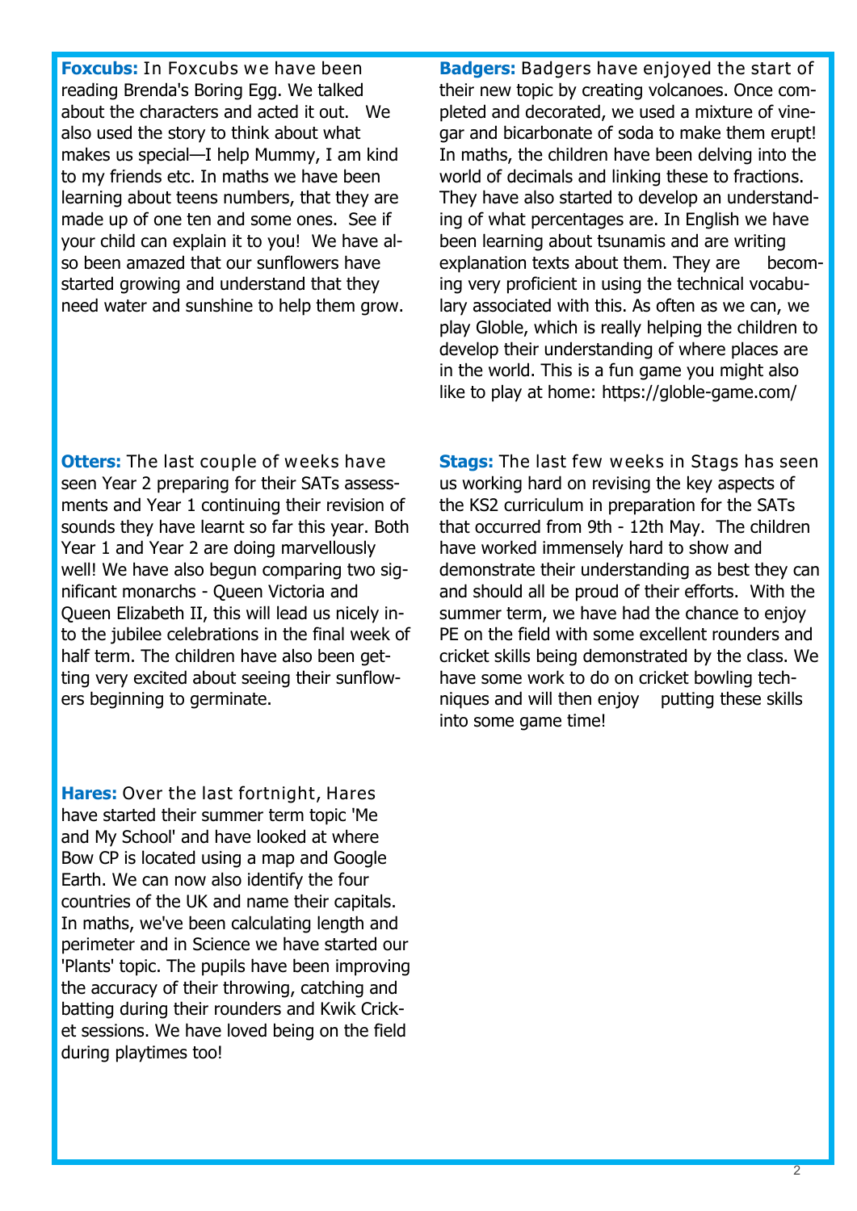**Foxcubs:** In Foxcubs we have been reading Brenda's Boring Egg. We talked about the characters and acted it out. We also used the story to think about what makes us special—I help Mummy, I am kind to my friends etc. In maths we have been learning about teens numbers, that they are made up of one ten and some ones. See if your child can explain it to you! We have also been amazed that our sunflowers have started growing and understand that they need water and sunshine to help them grow.

**Badgers:** Badgers have enjoyed the start of their new topic by creating volcanoes. Once completed and decorated, we used a mixture of vinegar and bicarbonate of soda to make them erupt! In maths, the children have been delving into the world of decimals and linking these to fractions. They have also started to develop an understanding of what percentages are. In English we have been learning about tsunamis and are writing explanation texts about them. They are becoming very proficient in using the technical vocabulary associated with this. As often as we can, we play Globle, which is really helping the children to develop their understanding of where places are in the world. This is a fun game you might also like to play at home: https://globle-game.com/

**Otters:** The last couple of weeks have seen Year 2 preparing for their SATs assessments and Year 1 continuing their revision of sounds they have learnt so far this year. Both Year 1 and Year 2 are doing marvellously well! We have also begun comparing two significant monarchs - Queen Victoria and Queen Elizabeth II, this will lead us nicely into the jubilee celebrations in the final week of half term. The children have also been getting very excited about seeing their sunflowers beginning to germinate.

**Stags:** The last few weeks in Stags has seen us working hard on revising the key aspects of the KS2 curriculum in preparation for the SATs that occurred from 9th - 12th May. The children have worked immensely hard to show and demonstrate their understanding as best they can and should all be proud of their efforts. With the summer term, we have had the chance to enjoy PE on the field with some excellent rounders and cricket skills being demonstrated by the class. We have some work to do on cricket bowling techniques and will then enjoy putting these skills into some game time!

**Hares:** Over the last fortnight, Hares have started their summer term topic 'Me and My School' and have looked at where Bow CP is located using a map and Google Earth. We can now also identify the four countries of the UK and name their capitals. In maths, we've been calculating length and perimeter and in Science we have started our 'Plants' topic. The pupils have been improving the accuracy of their throwing, catching and batting during their rounders and Kwik Cricket sessions. We have loved being on the field during playtimes too!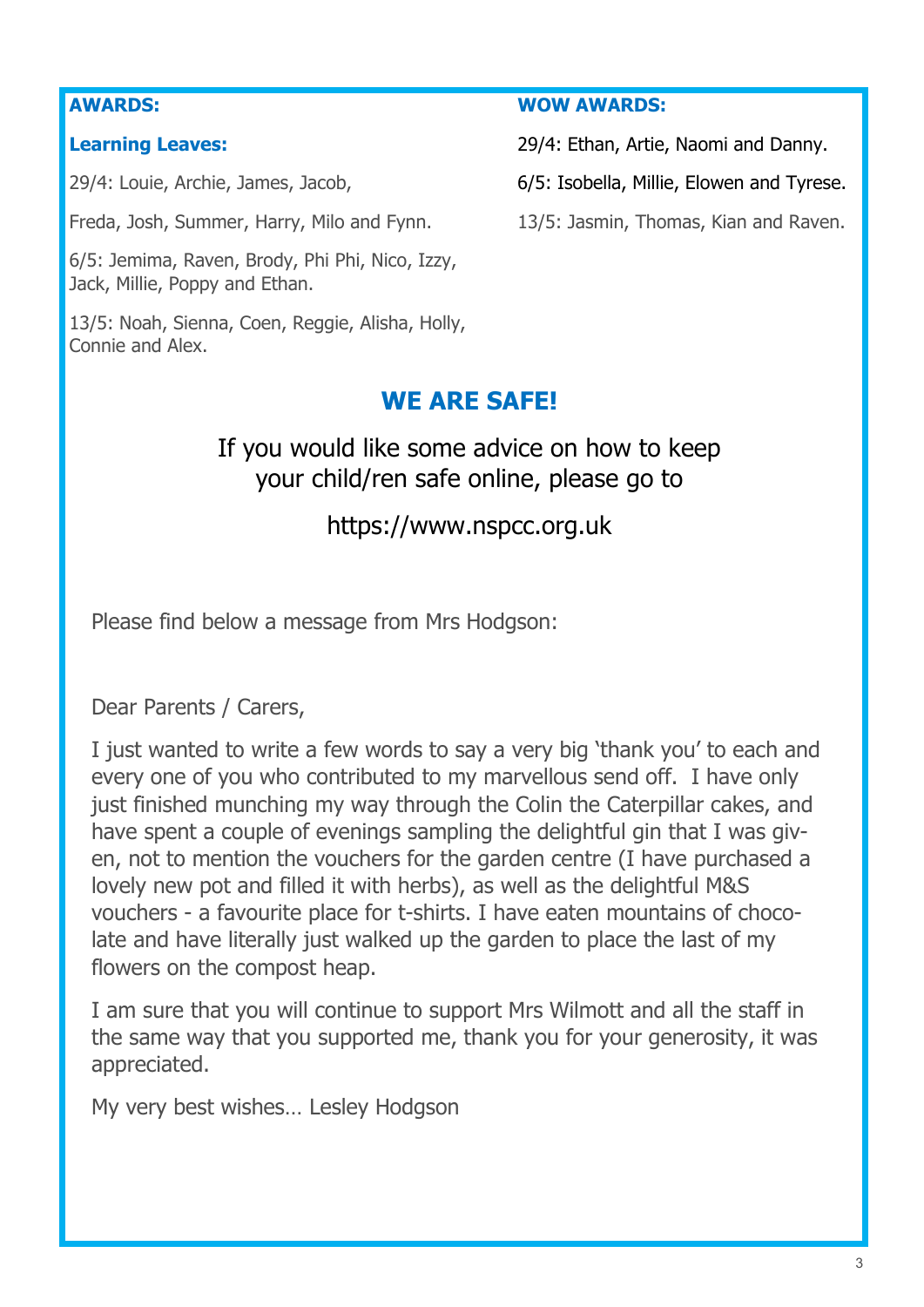**AWARDS:**

**Learning Leaves:**

29/4: Louie, Archie, James, Jacob,

Freda, Josh, Summer, Harry, Milo and Fynn.

6/5: Jemima, Raven, Brody, Phi Phi, Nico, Izzy, Jack, Millie, Poppy and Ethan.

13/5: Noah, Sienna, Coen, Reggie, Alisha, Holly, Connie and Alex.

**WOW AWARDS:**

29/4: Ethan, Artie, Naomi and Danny.

6/5: Isobella, Millie, Elowen and Tyrese.

13/5: Jasmin, Thomas, Kian and Raven.

## WE ARE SAFE!

If you would like some advice on how to keep your child/ren safe online, please go to

https://www.nspcc.org.uk

Please find below a message from Mrs Hodgson:

Dear Parents / Carers,

I just wanted to write a few words to say a very big 'thank you' to each and every one of you who contributed to my marvellous send off. I have only just finished munching my way through the Colin the Caterpillar cakes, and have spent a couple of evenings sampling the delightful gin that I was given, not to mention the vouchers for the garden centre (I have purchased a lovely new pot and filled it with herbs), as well as the delightful M&S vouchers - a favourite place for t-shirts. I have eaten mountains of chocolate and have literally just walked up the garden to place the last of my flowers on the compost heap.

I am sure that you will continue to support Mrs Wilmott and all the staff in the same way that you supported me, thank you for your generosity, it was appreciated.

My very best wishes… Lesley Hodgson